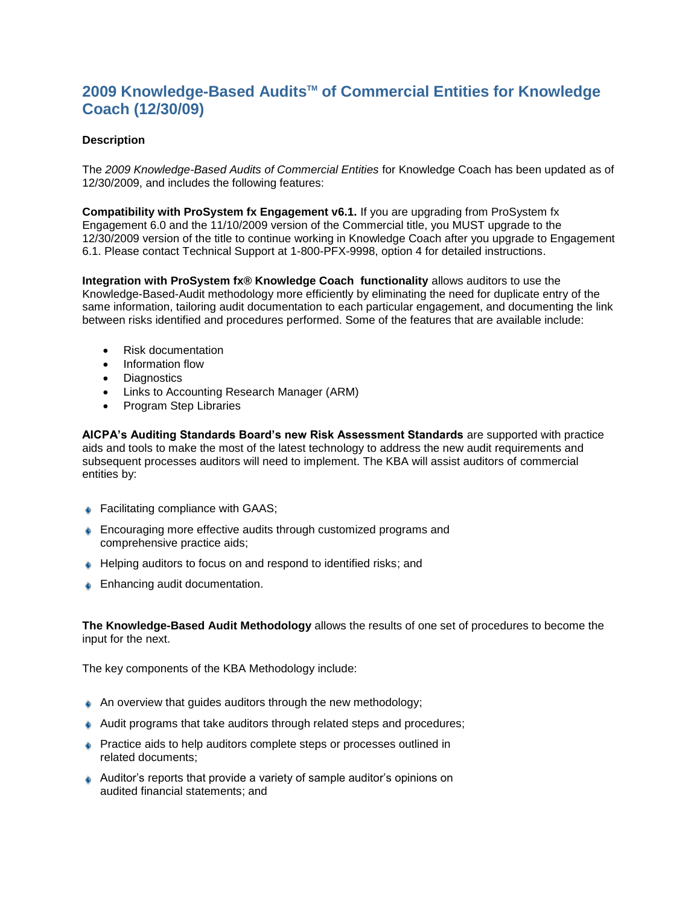# 2009 Knowledge-Based Audits™ of Commercial Entities for Knowledge Coach (12/30/09)

**Description**

The *2009 Knowledge-Based Audits of Commercial Entities* for Knowledge Coach has been updated as of 12/30/2009, and includes the following features:

**Compatibility with ProSystem fx Engagement v6.1.** If you are upgrading from ProSystem fx Engagement 6.0 and the 11/10/2009 version of the Commercial title, you MUST upgrade to the 12/30/2009 version of the title to continue working in Knowledge Coach after you upgrade to Engagement 6.1. Please contact Technical Support at 1-800-PFX-9998, option 4 for detailed instructions.

**Integration with ProSystem fx® Knowledge Coach functionality** allows auditors to use the Knowledge-Based-Audit methodology more efficiently by eliminating the need for duplicate entry of the same information, tailoring audit documentation to each particular engagement, and documenting the link between risks identified and procedures performed. Some of the features that are available include:

- Risk documentation
- Information flow
- Diagnostics
- Links to Accounting Research Manager (ARM)
- Program Step Libraries

**AICPA's Auditing Standards Board's new Risk Assessment Standards** are supported with practice aids and tools to make the most of the latest technology to address the new audit requirements and subsequent processes auditors will need to implement. The KBA will assist auditors of commercial entities by:

- Facilitating compliance with GAAS;
- Encouraging more effective audits through customized programs and comprehensive practice aids;
- Helping auditors to focus on and respond to identified risks; and
- Enhancing audit documentation.

**The Knowledge-Based Audit Methodology** allows the results of one set of procedures to become the input for the next.

The key components of the KBA Methodology include:

- An overview that guides auditors through the new methodology;
- Audit programs that take auditors through related steps and procedures;
- Practice aids to help auditors complete steps or processes outlined in related documents;
- Auditor's reports that provide a variety of sample auditor's opinions on audited financial statements; and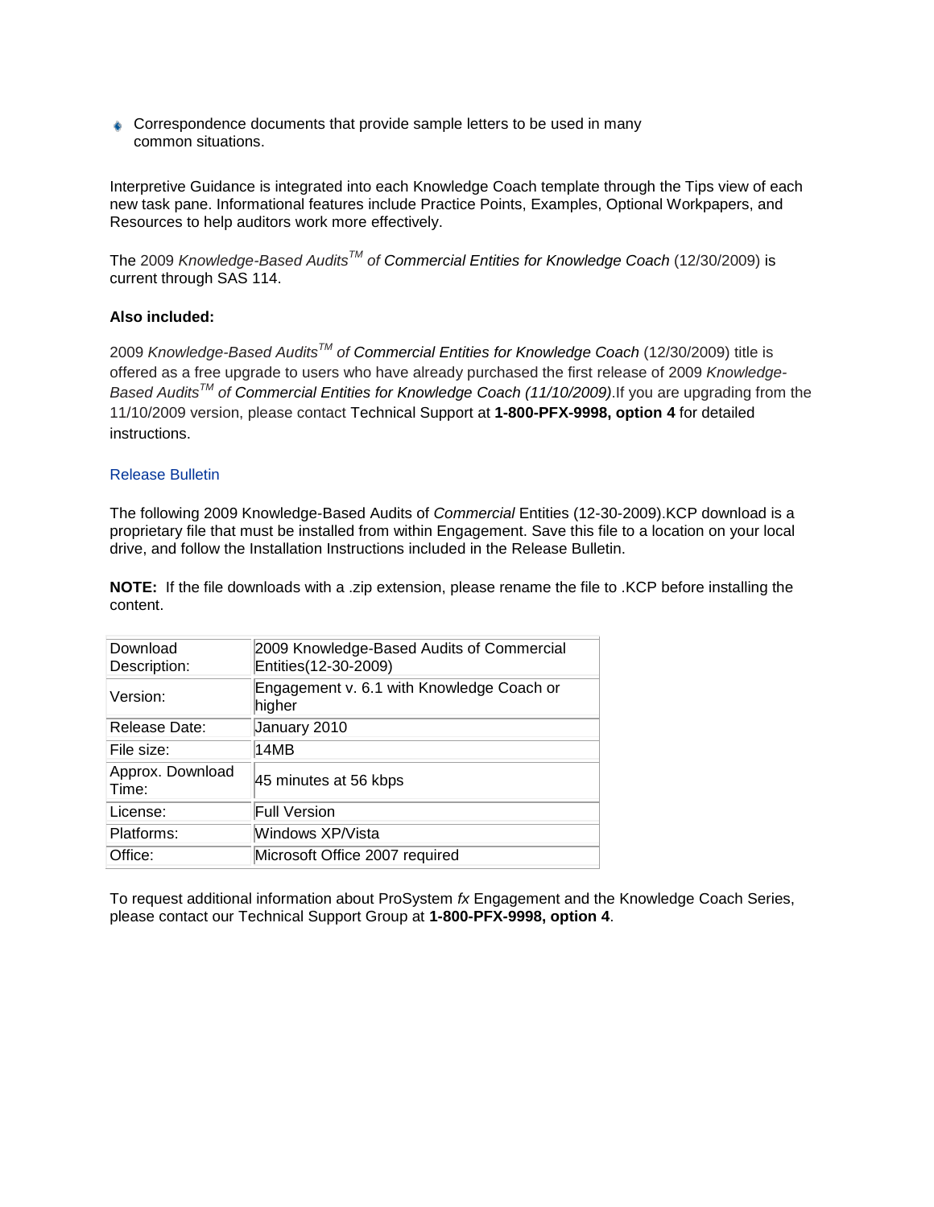- Correspondence documents that provide sample letters to be used in many common situations.

Interpretive Guidance is integrated into each Knowledge Coach template through the Tips view of each new task pane. Informational features include Practice Points, Examples, Optional Workpapers, and Resources to help auditors work more effectively.

The 2009 *Knowledge-Based Audits*[TM] *of Commercial Entities for Knowledge Coach* (12/30/2009) is current through SAS 114.

**Also included:**

2009 *Knowledge-Based Audits*[TM] *of Commercial Entities for Knowledge Coach* (12/30/2009) title is offered as a free upgrade to users who have already purchased the first release of 2009 *Knowledge-Based Audits*[TM] *of Commercial Entities for Knowledge Coach (11/10/2009)*.If you are upgrading from the 11/10/2009 version, please contact Technical Support at **1-800-PFX-9998, option 4** for detailed instructions.

Release Bulletin

The following 2009 Knowledge-Based Audits of *Commercial* Entities (12-30-2009).KCP download is a proprietary file that must be installed from within Engagement. Save this file to a location on your local drive, and follow the Installation Instructions included in the Release Bulletin.

**NOTE:** If the file downloads with a .zip extension, please rename the file to .KCP before installing the content.

| | |
|---|---|
| Download Description: | 2009 Knowledge-Based Audits of Commercial Entities(12-30-2009) |
| Version: | Engagement v. 6.1 with Knowledge Coach or higher |
| Release Date: | January 2010 |
| File size: | 14MB |
| Approx. Download Time: | 45 minutes at 56 kbps |
| License: | Full Version |
| Platforms: | Windows XP/Vista |
| Office: | Microsoft Office 2007 required |

To request additional information about ProSystem *fx* Engagement and the Knowledge Coach Series, please contact our Technical Support Group at **1-800-PFX-9998, option 4**.